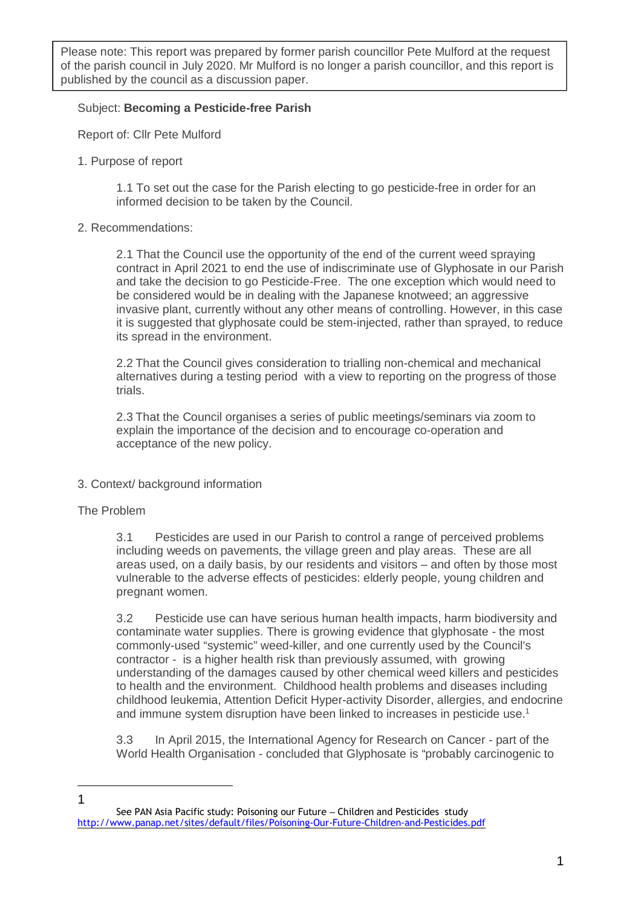> Please note: This report was prepared by former parish councillor Pete Mulford at the request of the parish council in July 2020. Mr Mulford is no longer a parish councillor, and this report is published by the council as a discussion paper.

Subject: **Becoming a Pesticide-free Parish**

Report of: Cllr Pete Mulford

1. Purpose of report

 1.1 To set out the case for the Parish electing to go pesticide-free in order for an informed decision to be taken by the Council.

2. Recommendations:

 2.1 That the Council use the opportunity of the end of the current weed spraying contract in April 2021 to end the use of indiscriminate use of Glyphosate in our Parish and take the decision to go Pesticide-Free. The one exception which would need to be considered would be in dealing with the Japanese knotweed; an aggressive invasive plant, currently without any other means of controlling. However, in this case it is suggested that glyphosate could be stem-injected, rather than sprayed, to reduce its spread in the environment.

 2.2 That the Council gives consideration to trialling non-chemical and mechanical alternatives during a testing period with a view to reporting on the progress of those trials.

 2.3 That the Council organises a series of public meetings/seminars via zoom to explain the importance of the decision and to encourage co-operation and acceptance of the new policy.

3. Context/ background information

The Problem

 3.1 Pesticides are used in our Parish to control a range of perceived problems including weeds on pavements, the village green and play areas. These are all areas used, on a daily basis, by our residents and visitors – and often by those most vulnerable to the adverse effects of pesticides: elderly people, young children and pregnant women.

 3.2 Pesticide use can have serious human health impacts, harm biodiversity and contaminate water supplies. There is growing evidence that glyphosate - the most commonly-used "systemic" weed-killer, and one currently used by the Council's contractor - is a higher health risk than previously assumed, with growing understanding of the damages caused by other chemical weed killers and pesticides to health and the environment. Childhood health problems and diseases including childhood leukemia, Attention Deficit Hyper-activity Disorder, allergies, and endocrine and immune system disruption have been linked to increases in pesticide use.[1]

 3.3 In April 2015, the International Agency for Research on Cancer - part of the World Health Organisation - concluded that Glyphosate is "probably carcinogenic to

---

[1] See PAN Asia Pacific study: Poisoning our Future – Children and Pesticides study http://www.panap.net/sites/default/files/Poisoning-Our-Future-Children-and-Pesticides.pdf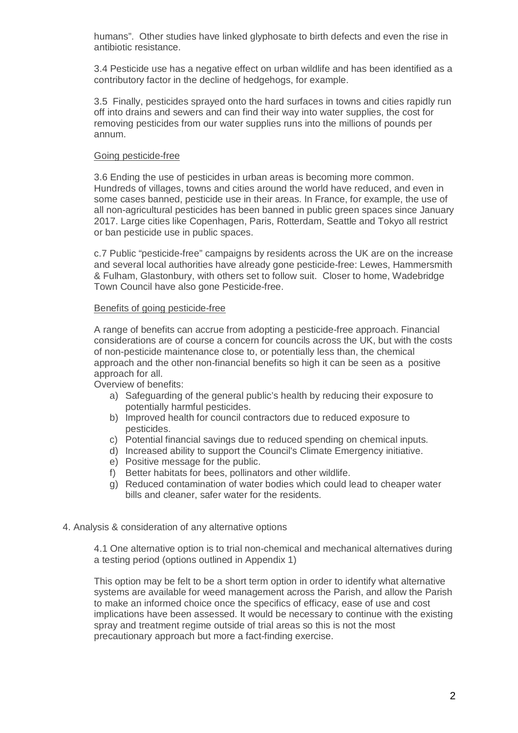humans". Other studies have linked glyphosate to birth defects and even the rise in antibiotic resistance.

3.4 Pesticide use has a negative effect on urban wildlife and has been identified as a contributory factor in the decline of hedgehogs, for example.

3.5 Finally, pesticides sprayed onto the hard surfaces in towns and cities rapidly run off into drains and sewers and can find their way into water supplies, the cost for removing pesticides from our water supplies runs into the millions of pounds per annum.

<u>Going pesticide-free</u>

3.6 Ending the use of pesticides in urban areas is becoming more common. Hundreds of villages, towns and cities around the world have reduced, and even in some cases banned, pesticide use in their areas. In France, for example, the use of all non-agricultural pesticides has been banned in public green spaces since January 2017. Large cities like Copenhagen, Paris, Rotterdam, Seattle and Tokyo all restrict or ban pesticide use in public spaces.

c.7 Public "pesticide-free" campaigns by residents across the UK are on the increase and several local authorities have already gone pesticide-free: Lewes, Hammersmith & Fulham, Glastonbury, with others set to follow suit. Closer to home, Wadebridge Town Council have also gone Pesticide-free.

<u>Benefits of going pesticide-free</u>

A range of benefits can accrue from adopting a pesticide-free approach. Financial considerations are of course a concern for councils across the UK, but with the costs of non-pesticide maintenance close to, or potentially less than, the chemical approach and the other non-financial benefits so high it can be seen as a positive approach for all.

Overview of benefits:

a) Safeguarding of the general public's health by reducing their exposure to potentially harmful pesticides.
b) Improved health for council contractors due to reduced exposure to pesticides.
c) Potential financial savings due to reduced spending on chemical inputs.
d) Increased ability to support the Council's Climate Emergency initiative.
e) Positive message for the public.
f) Better habitats for bees, pollinators and other wildlife.
g) Reduced contamination of water bodies which could lead to cheaper water bills and cleaner, safer water for the residents.

4. Analysis & consideration of any alternative options

4.1 One alternative option is to trial non-chemical and mechanical alternatives during a testing period (options outlined in Appendix 1)

This option may be felt to be a short term option in order to identify what alternative systems are available for weed management across the Parish, and allow the Parish to make an informed choice once the specifics of efficacy, ease of use and cost implications have been assessed. It would be necessary to continue with the existing spray and treatment regime outside of trial areas so this is not the most precautionary approach but more a fact-finding exercise.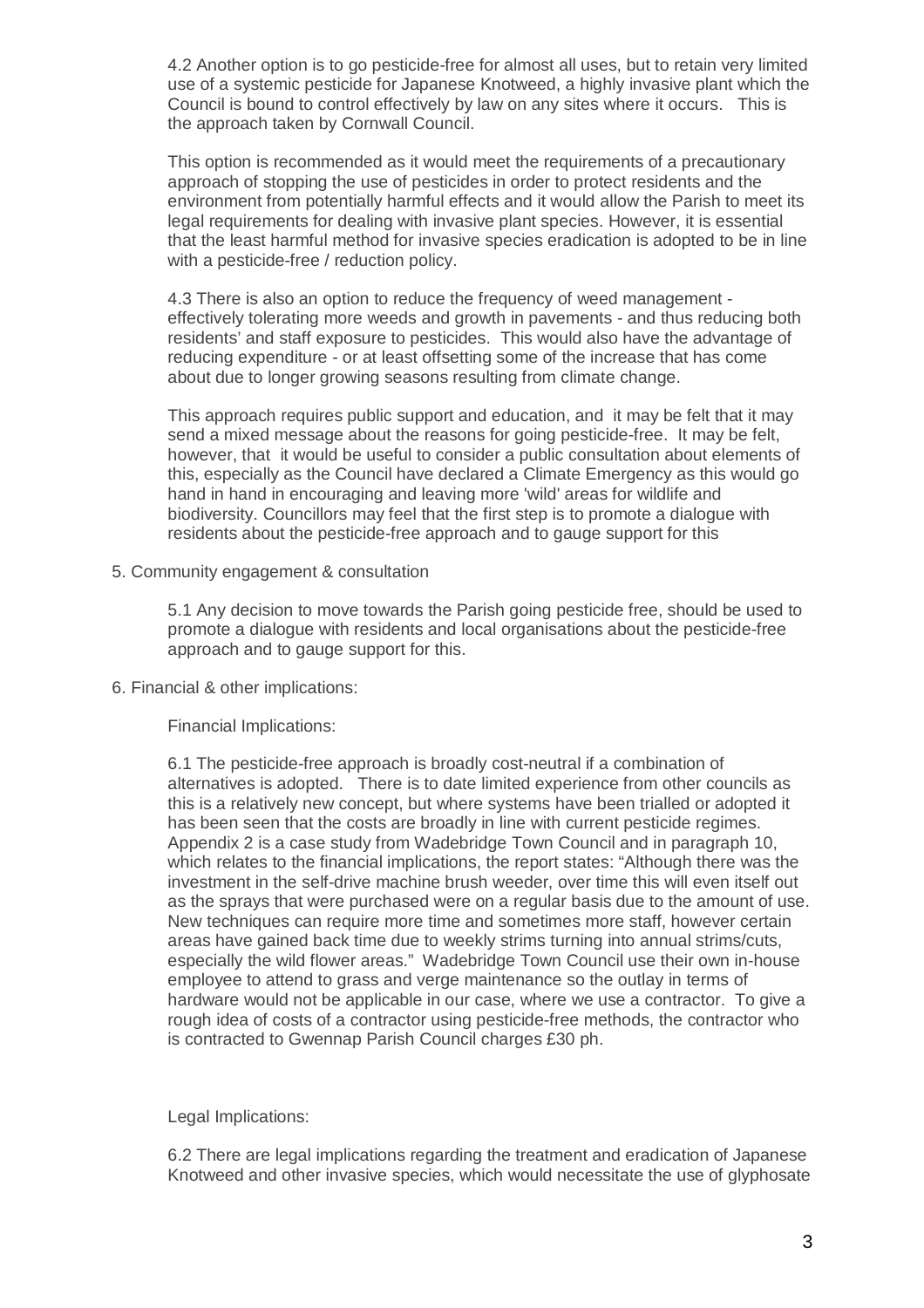4.2 Another option is to go pesticide-free for almost all uses, but to retain very limited use of a systemic pesticide for Japanese Knotweed, a highly invasive plant which the Council is bound to control effectively by law on any sites where it occurs. This is the approach taken by Cornwall Council.

This option is recommended as it would meet the requirements of a precautionary approach of stopping the use of pesticides in order to protect residents and the environment from potentially harmful effects and it would allow the Parish to meet its legal requirements for dealing with invasive plant species. However, it is essential that the least harmful method for invasive species eradication is adopted to be in line with a pesticide-free / reduction policy.

4.3 There is also an option to reduce the frequency of weed management - effectively tolerating more weeds and growth in pavements - and thus reducing both residents' and staff exposure to pesticides. This would also have the advantage of reducing expenditure - or at least offsetting some of the increase that has come about due to longer growing seasons resulting from climate change.

This approach requires public support and education, and it may be felt that it may send a mixed message about the reasons for going pesticide-free. It may be felt, however, that it would be useful to consider a public consultation about elements of this, especially as the Council have declared a Climate Emergency as this would go hand in hand in encouraging and leaving more 'wild' areas for wildlife and biodiversity. Councillors may feel that the first step is to promote a dialogue with residents about the pesticide-free approach and to gauge support for this

5. Community engagement & consultation

5.1 Any decision to move towards the Parish going pesticide free, should be used to promote a dialogue with residents and local organisations about the pesticide-free approach and to gauge support for this.

6. Financial & other implications:

Financial Implications:

6.1 The pesticide-free approach is broadly cost-neutral if a combination of alternatives is adopted. There is to date limited experience from other councils as this is a relatively new concept, but where systems have been trialled or adopted it has been seen that the costs are broadly in line with current pesticide regimes. Appendix 2 is a case study from Wadebridge Town Council and in paragraph 10, which relates to the financial implications, the report states: "Although there was the investment in the self-drive machine brush weeder, over time this will even itself out as the sprays that were purchased were on a regular basis due to the amount of use. New techniques can require more time and sometimes more staff, however certain areas have gained back time due to weekly strims turning into annual strims/cuts, especially the wild flower areas." Wadebridge Town Council use their own in-house employee to attend to grass and verge maintenance so the outlay in terms of hardware would not be applicable in our case, where we use a contractor. To give a rough idea of costs of a contractor using pesticide-free methods, the contractor who is contracted to Gwennap Parish Council charges £30 ph.

Legal Implications:

6.2 There are legal implications regarding the treatment and eradication of Japanese Knotweed and other invasive species, which would necessitate the use of glyphosate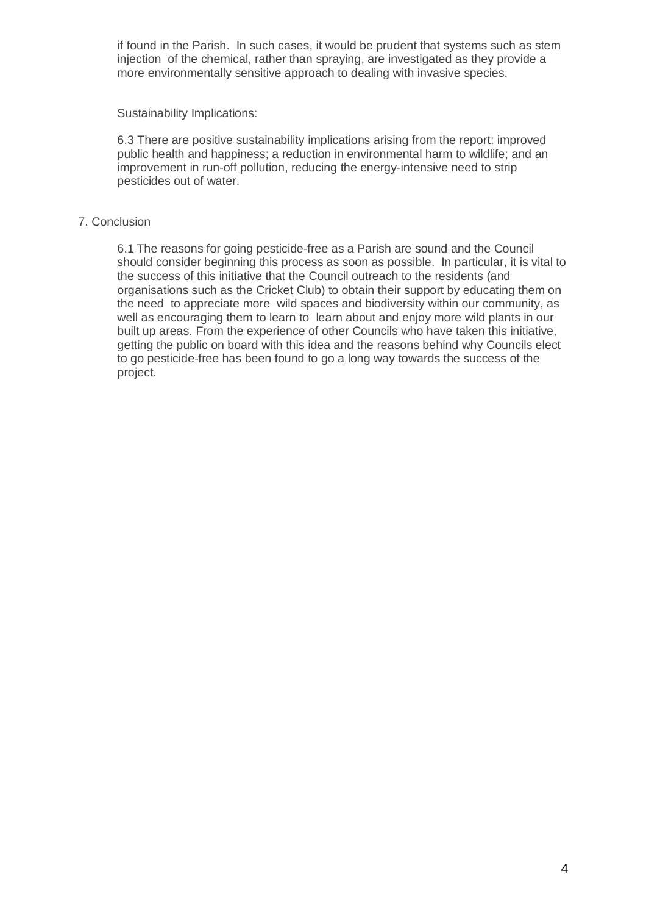if found in the Parish. In such cases, it would be prudent that systems such as stem injection of the chemical, rather than spraying, are investigated as they provide a more environmentally sensitive approach to dealing with invasive species.

Sustainability Implications:

6.3 There are positive sustainability implications arising from the report: improved public health and happiness; a reduction in environmental harm to wildlife; and an improvement in run-off pollution, reducing the energy-intensive need to strip pesticides out of water.

## 7. Conclusion

6.1 The reasons for going pesticide-free as a Parish are sound and the Council should consider beginning this process as soon as possible. In particular, it is vital to the success of this initiative that the Council outreach to the residents (and organisations such as the Cricket Club) to obtain their support by educating them on the need to appreciate more wild spaces and biodiversity within our community, as well as encouraging them to learn to learn about and enjoy more wild plants in our built up areas. From the experience of other Councils who have taken this initiative, getting the public on board with this idea and the reasons behind why Councils elect to go pesticide-free has been found to go a long way towards the success of the project.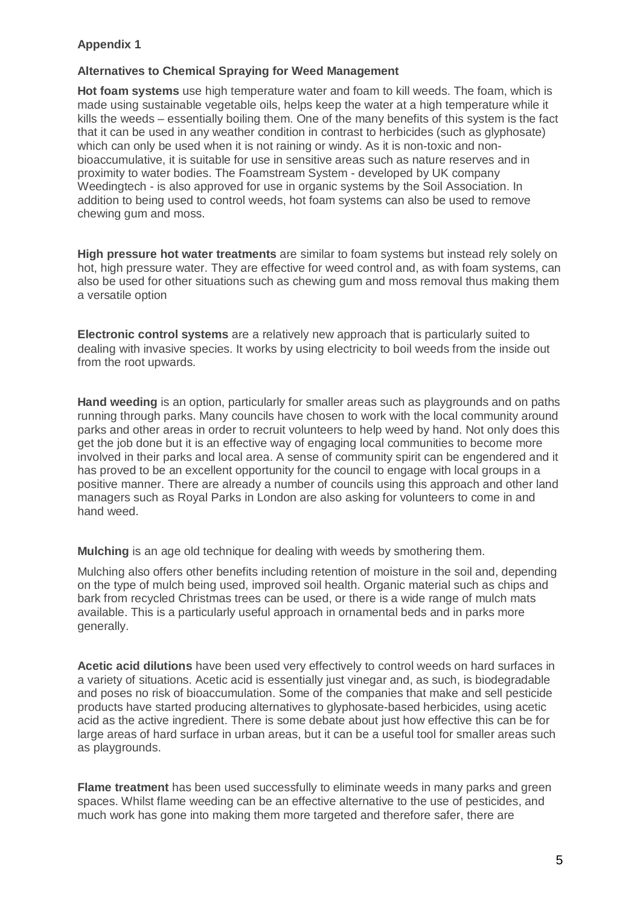## Appendix 1

### Alternatives to Chemical Spraying for Weed Management

**Hot foam systems** use high temperature water and foam to kill weeds. The foam, which is made using sustainable vegetable oils, helps keep the water at a high temperature while it kills the weeds – essentially boiling them. One of the many benefits of this system is the fact that it can be used in any weather condition in contrast to herbicides (such as glyphosate) which can only be used when it is not raining or windy. As it is non-toxic and non-bioaccumulative, it is suitable for use in sensitive areas such as nature reserves and in proximity to water bodies. The Foamstream System - developed by UK company Weedingtech - is also approved for use in organic systems by the Soil Association. In addition to being used to control weeds, hot foam systems can also be used to remove chewing gum and moss.

**High pressure hot water treatments** are similar to foam systems but instead rely solely on hot, high pressure water. They are effective for weed control and, as with foam systems, can also be used for other situations such as chewing gum and moss removal thus making them a versatile option

**Electronic control systems** are a relatively new approach that is particularly suited to dealing with invasive species. It works by using electricity to boil weeds from the inside out from the root upwards.

**Hand weeding** is an option, particularly for smaller areas such as playgrounds and on paths running through parks. Many councils have chosen to work with the local community around parks and other areas in order to recruit volunteers to help weed by hand. Not only does this get the job done but it is an effective way of engaging local communities to become more involved in their parks and local area. A sense of community spirit can be engendered and it has proved to be an excellent opportunity for the council to engage with local groups in a positive manner. There are already a number of councils using this approach and other land managers such as Royal Parks in London are also asking for volunteers to come in and hand weed.

**Mulching** is an age old technique for dealing with weeds by smothering them.

Mulching also offers other benefits including retention of moisture in the soil and, depending on the type of mulch being used, improved soil health. Organic material such as chips and bark from recycled Christmas trees can be used, or there is a wide range of mulch mats available. This is a particularly useful approach in ornamental beds and in parks more generally.

**Acetic acid dilutions** have been used very effectively to control weeds on hard surfaces in a variety of situations. Acetic acid is essentially just vinegar and, as such, is biodegradable and poses no risk of bioaccumulation. Some of the companies that make and sell pesticide products have started producing alternatives to glyphosate-based herbicides, using acetic acid as the active ingredient. There is some debate about just how effective this can be for large areas of hard surface in urban areas, but it can be a useful tool for smaller areas such as playgrounds.

**Flame treatment** has been used successfully to eliminate weeds in many parks and green spaces. Whilst flame weeding can be an effective alternative to the use of pesticides, and much work has gone into making them more targeted and therefore safer, there are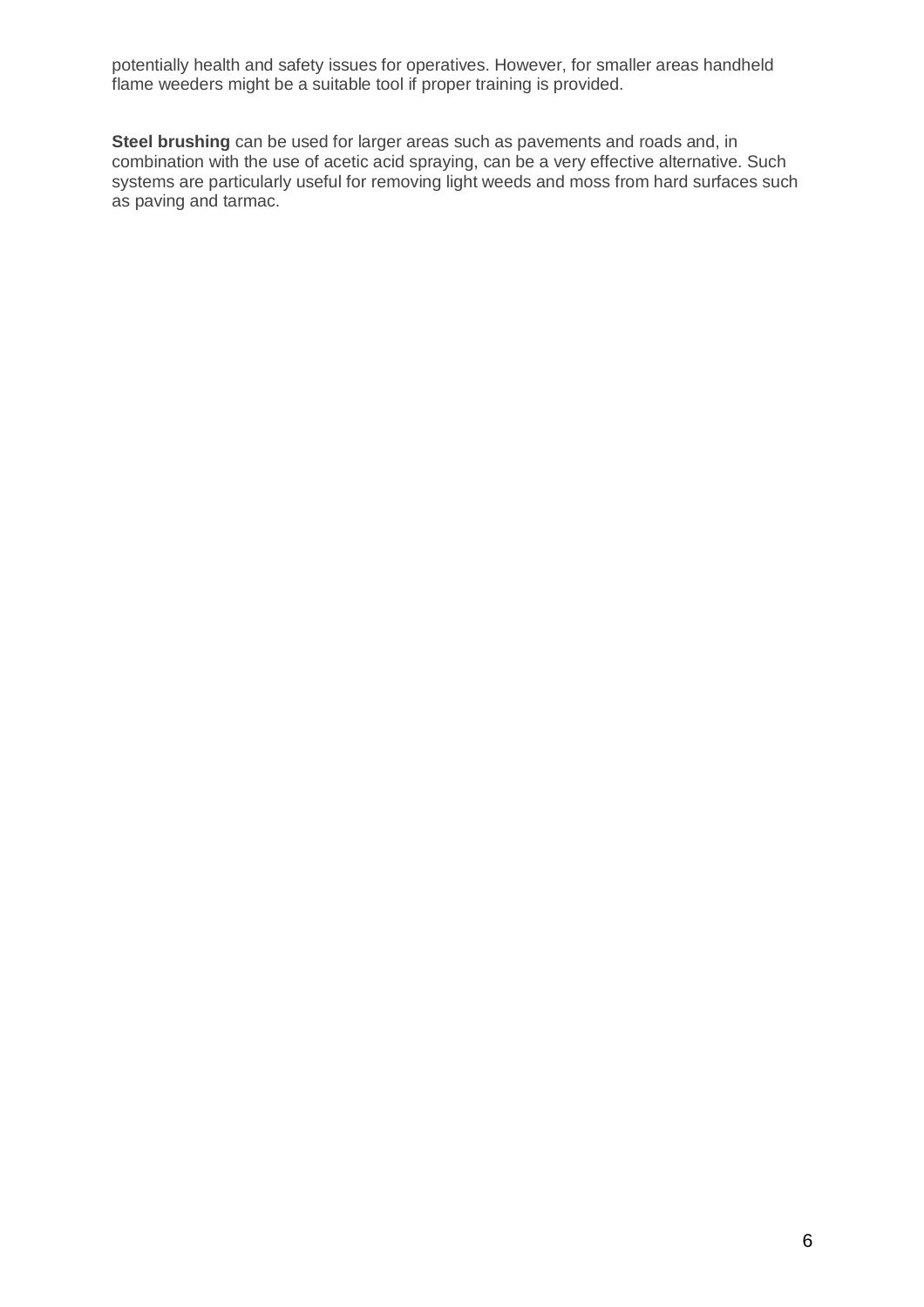potentially health and safety issues for operatives. However, for smaller areas handheld flame weeders might be a suitable tool if proper training is provided.

**Steel brushing** can be used for larger areas such as pavements and roads and, in combination with the use of acetic acid spraying, can be a very effective alternative. Such systems are particularly useful for removing light weeds and moss from hard surfaces such as paving and tarmac.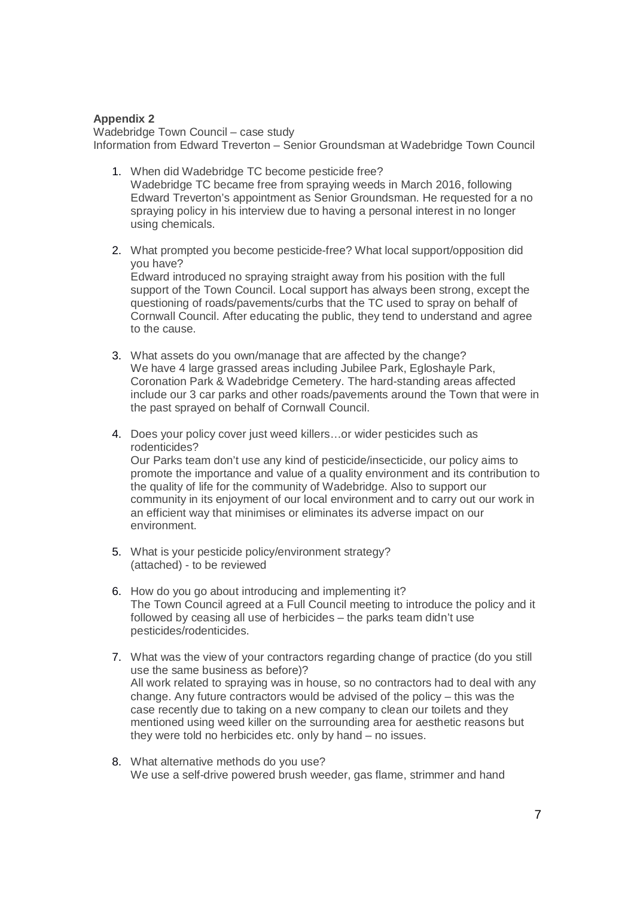**Appendix 2**

Wadebridge Town Council – case study

Information from Edward Treverton – Senior Groundsman at Wadebridge Town Council

1. When did Wadebridge TC become pesticide free?
   Wadebridge TC became free from spraying weeds in March 2016, following Edward Treverton's appointment as Senior Groundsman. He requested for a no spraying policy in his interview due to having a personal interest in no longer using chemicals.

2. What prompted you become pesticide-free? What local support/opposition did you have?
   Edward introduced no spraying straight away from his position with the full support of the Town Council. Local support has always been strong, except the questioning of roads/pavements/curbs that the TC used to spray on behalf of Cornwall Council. After educating the public, they tend to understand and agree to the cause.

3. What assets do you own/manage that are affected by the change?
   We have 4 large grassed areas including Jubilee Park, Egloshayle Park, Coronation Park & Wadebridge Cemetery. The hard-standing areas affected include our 3 car parks and other roads/pavements around the Town that were in the past sprayed on behalf of Cornwall Council.

4. Does your policy cover just weed killers…or wider pesticides such as rodenticides?
   Our Parks team don't use any kind of pesticide/insecticide, our policy aims to promote the importance and value of a quality environment and its contribution to the quality of life for the community of Wadebridge. Also to support our community in its enjoyment of our local environment and to carry out our work in an efficient way that minimises or eliminates its adverse impact on our environment.

5. What is your pesticide policy/environment strategy?
   (attached) - to be reviewed

6. How do you go about introducing and implementing it?
   The Town Council agreed at a Full Council meeting to introduce the policy and it followed by ceasing all use of herbicides – the parks team didn't use pesticides/rodenticides.

7. What was the view of your contractors regarding change of practice (do you still use the same business as before)?
   All work related to spraying was in house, so no contractors had to deal with any change. Any future contractors would be advised of the policy – this was the case recently due to taking on a new company to clean our toilets and they mentioned using weed killer on the surrounding area for aesthetic reasons but they were told no herbicides etc. only by hand – no issues.

8. What alternative methods do you use?
   We use a self-drive powered brush weeder, gas flame, strimmer and hand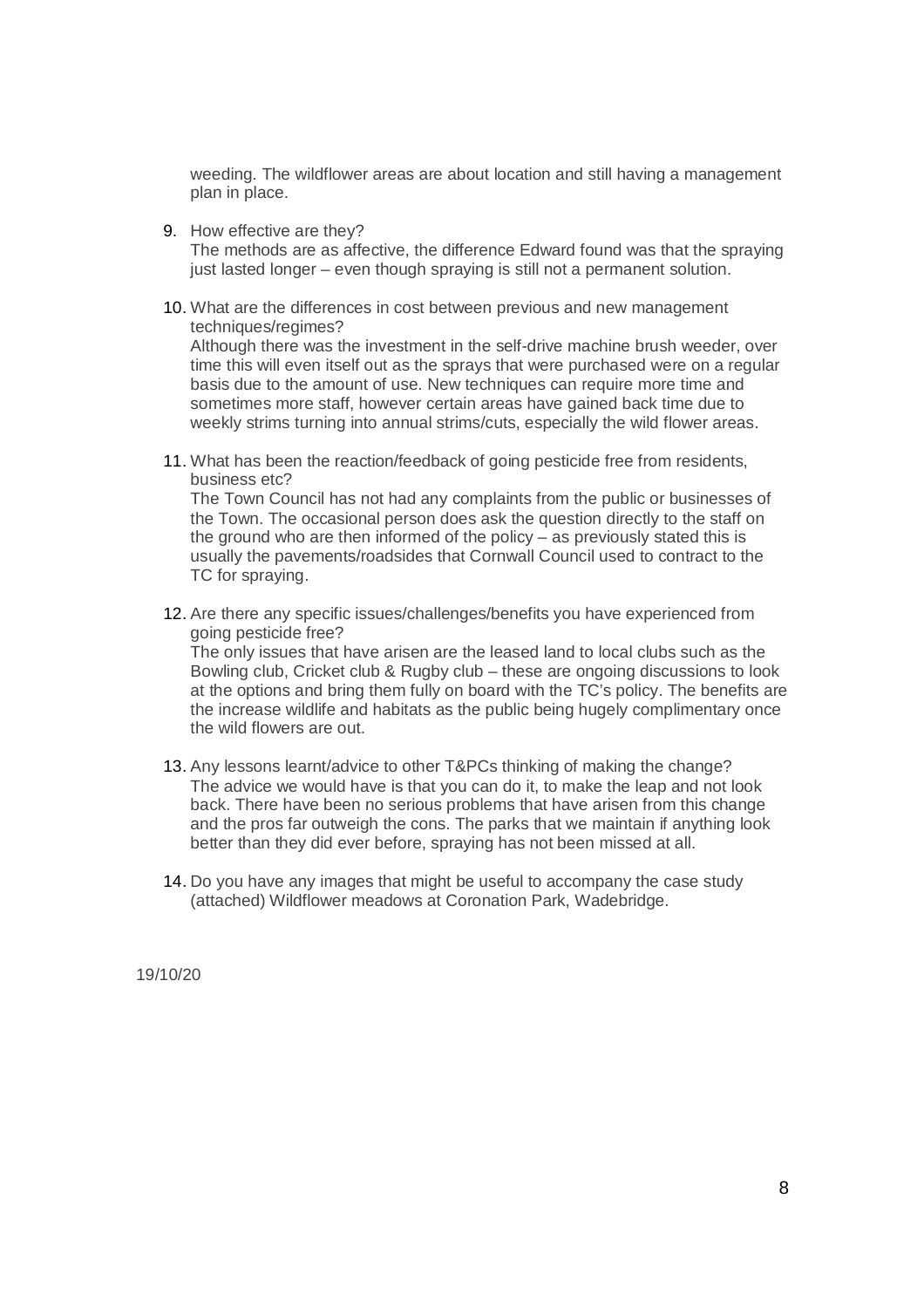weeding. The wildflower areas are about location and still having a management plan in place.

9. How effective are they?
   The methods are as affective, the difference Edward found was that the spraying just lasted longer – even though spraying is still not a permanent solution.

10. What are the differences in cost between previous and new management techniques/regimes?
    Although there was the investment in the self-drive machine brush weeder, over time this will even itself out as the sprays that were purchased were on a regular basis due to the amount of use. New techniques can require more time and sometimes more staff, however certain areas have gained back time due to weekly strims turning into annual strims/cuts, especially the wild flower areas.

11. What has been the reaction/feedback of going pesticide free from residents, business etc?
    The Town Council has not had any complaints from the public or businesses of the Town. The occasional person does ask the question directly to the staff on the ground who are then informed of the policy – as previously stated this is usually the pavements/roadsides that Cornwall Council used to contract to the TC for spraying.

12. Are there any specific issues/challenges/benefits you have experienced from going pesticide free?
    The only issues that have arisen are the leased land to local clubs such as the Bowling club, Cricket club & Rugby club – these are ongoing discussions to look at the options and bring them fully on board with the TC's policy. The benefits are the increase wildlife and habitats as the public being hugely complimentary once the wild flowers are out.

13. Any lessons learnt/advice to other T&PCs thinking of making the change?
    The advice we would have is that you can do it, to make the leap and not look back. There have been no serious problems that have arisen from this change and the pros far outweigh the cons. The parks that we maintain if anything look better than they did ever before, spraying has not been missed at all.

14. Do you have any images that might be useful to accompany the case study (attached) Wildflower meadows at Coronation Park, Wadebridge.

19/10/20